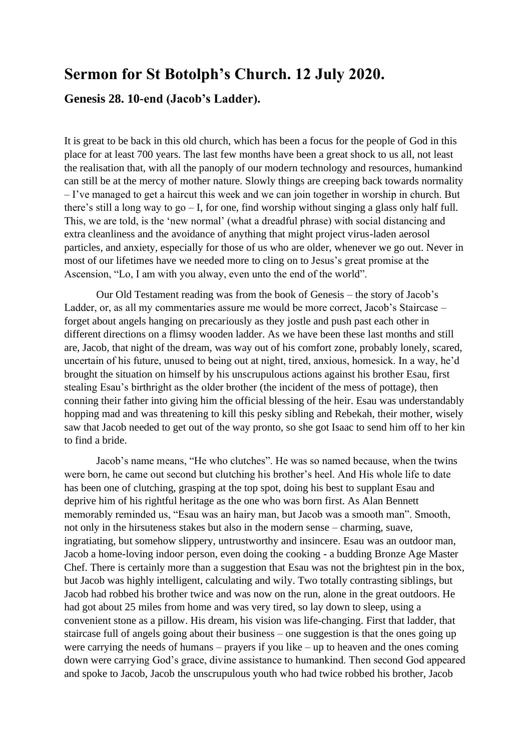# Sermon for St Botolph's Church. 12 July 2020.

## Genesis 28. 10-end (Jacob's Ladder).

It is great to be back in this old church, which has been a focus for the people of God in this place for at least 700 years. The last few months have been a great shock to us all, not least the realisation that, with all the panoply of our modern technology and resources, humankind can still be at the mercy of mother nature. Slowly things are creeping back towards normality – I've managed to get a haircut this week and we can join together in worship in church. But there's still a long way to go – I, for one, find worship without singing a glass only half full. This, we are told, is the 'new normal' (what a dreadful phrase) with social distancing and extra cleanliness and the avoidance of anything that might project virus-laden aerosol particles, and anxiety, especially for those of us who are older, whenever we go out. Never in most of our lifetimes have we needed more to cling on to Jesus's great promise at the Ascension, "Lo, I am with you alway, even unto the end of the world".

Our Old Testament reading was from the book of Genesis – the story of Jacob's Ladder, or, as all my commentaries assure me would be more correct, Jacob's Staircase – forget about angels hanging on precariously as they jostle and push past each other in different directions on a flimsy wooden ladder. As we have been these last months and still are, Jacob, that night of the dream, was way out of his comfort zone, probably lonely, scared, uncertain of his future, unused to being out at night, tired, anxious, homesick. In a way, he'd brought the situation on himself by his unscrupulous actions against his brother Esau, first stealing Esau's birthright as the older brother (the incident of the mess of pottage), then conning their father into giving him the official blessing of the heir. Esau was understandably hopping mad and was threatening to kill this pesky sibling and Rebekah, their mother, wisely saw that Jacob needed to get out of the way pronto, so she got Isaac to send him off to her kin to find a bride.

Jacob's name means, "He who clutches". He was so named because, when the twins were born, he came out second but clutching his brother's heel. And His whole life to date has been one of clutching, grasping at the top spot, doing his best to supplant Esau and deprive him of his rightful heritage as the one who was born first. As Alan Bennett memorably reminded us, "Esau was an hairy man, but Jacob was a smooth man". Smooth, not only in the hirsuteness stakes but also in the modern sense – charming, suave, ingratiating, but somehow slippery, untrustworthy and insincere. Esau was an outdoor man, Jacob a home-loving indoor person, even doing the cooking - a budding Bronze Age Master Chef. There is certainly more than a suggestion that Esau was not the brightest pin in the box, but Jacob was highly intelligent, calculating and wily. Two totally contrasting siblings, but Jacob had robbed his brother twice and was now on the run, alone in the great outdoors. He had got about 25 miles from home and was very tired, so lay down to sleep, using a convenient stone as a pillow. His dream, his vision was life-changing. First that ladder, that staircase full of angels going about their business – one suggestion is that the ones going up were carrying the needs of humans – prayers if you like – up to heaven and the ones coming down were carrying God's grace, divine assistance to humankind. Then second God appeared and spoke to Jacob, Jacob the unscrupulous youth who had twice robbed his brother, Jacob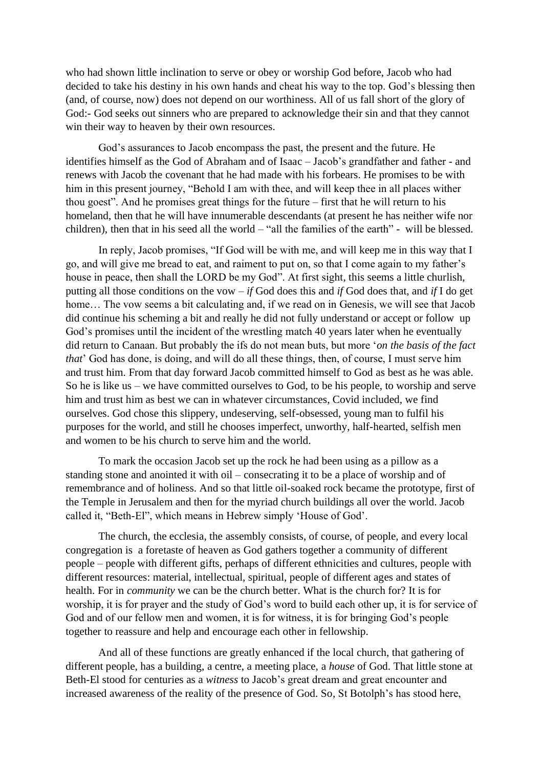who had shown little inclination to serve or obey or worship God before, Jacob who had decided to take his destiny in his own hands and cheat his way to the top. God's blessing then (and, of course, now) does not depend on our worthiness. All of us fall short of the glory of God:- God seeks out sinners who are prepared to acknowledge their sin and that they cannot win their way to heaven by their own resources.

God's assurances to Jacob encompass the past, the present and the future. He identifies himself as the God of Abraham and of Isaac – Jacob's grandfather and father - and renews with Jacob the covenant that he had made with his forbears. He promises to be with him in this present journey, "Behold I am with thee, and will keep thee in all places wither thou goest". And he promises great things for the future – first that he will return to his homeland, then that he will have innumerable descendants (at present he has neither wife nor children), then that in his seed all the world – "all the families of the earth" - will be blessed.

In reply, Jacob promises, "If God will be with me, and will keep me in this way that I go, and will give me bread to eat, and raiment to put on, so that I come again to my father's house in peace, then shall the LORD be my God". At first sight, this seems a little churlish, putting all those conditions on the vow – *if* God does this and *if* God does that, and *if* I do get home… The vow seems a bit calculating and, if we read on in Genesis, we will see that Jacob did continue his scheming a bit and really he did not fully understand or accept or follow up God's promises until the incident of the wrestling match 40 years later when he eventually did return to Canaan. But probably the ifs do not mean buts, but more '*on the basis of the fact that*' God has done, is doing, and will do all these things, then, of course, I must serve him and trust him. From that day forward Jacob committed himself to God as best as he was able. So he is like us – we have committed ourselves to God, to be his people, to worship and serve him and trust him as best we can in whatever circumstances, Covid included, we find ourselves. God chose this slippery, undeserving, self-obsessed, young man to fulfil his purposes for the world, and still he chooses imperfect, unworthy, half-hearted, selfish men and women to be his church to serve him and the world.

To mark the occasion Jacob set up the rock he had been using as a pillow as a standing stone and anointed it with oil – consecrating it to be a place of worship and of remembrance and of holiness. And so that little oil-soaked rock became the prototype, first of the Temple in Jerusalem and then for the myriad church buildings all over the world. Jacob called it, "Beth-El", which means in Hebrew simply 'House of God'.

The church, the ecclesia, the assembly consists, of course, of people, and every local congregation is a foretaste of heaven as God gathers together a community of different people – people with different gifts, perhaps of different ethnicities and cultures, people with different resources: material, intellectual, spiritual, people of different ages and states of health. For in *community* we can be the church better. What is the church for? It is for worship, it is for prayer and the study of God's word to build each other up, it is for service of God and of our fellow men and women, it is for witness, it is for bringing God's people together to reassure and help and encourage each other in fellowship.

And all of these functions are greatly enhanced if the local church, that gathering of different people, has a building, a centre, a meeting place, a *house* of God. That little stone at Beth-El stood for centuries as a *witness* to Jacob's great dream and great encounter and increased awareness of the reality of the presence of God. So, St Botolph's has stood here,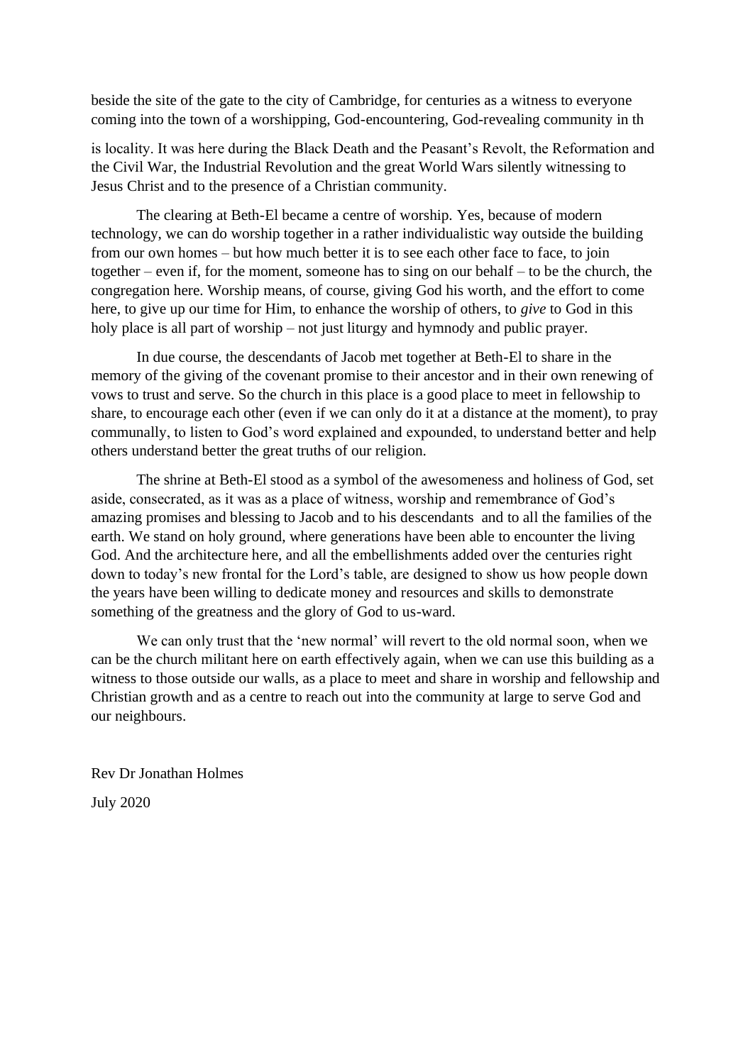beside the site of the gate to the city of Cambridge, for centuries as a witness to everyone coming into the town of a worshipping, God-encountering, God-revealing community in th

is locality. It was here during the Black Death and the Peasant's Revolt, the Reformation and the Civil War, the Industrial Revolution and the great World Wars silently witnessing to Jesus Christ and to the presence of a Christian community.

The clearing at Beth-El became a centre of worship. Yes, because of modern technology, we can do worship together in a rather individualistic way outside the building from our own homes – but how much better it is to see each other face to face, to join together – even if, for the moment, someone has to sing on our behalf – to be the church, the congregation here. Worship means, of course, giving God his worth, and the effort to come here, to give up our time for Him, to enhance the worship of others, to *give* to God in this holy place is all part of worship – not just liturgy and hymnody and public prayer.

In due course, the descendants of Jacob met together at Beth-El to share in the memory of the giving of the covenant promise to their ancestor and in their own renewing of vows to trust and serve. So the church in this place is a good place to meet in fellowship to share, to encourage each other (even if we can only do it at a distance at the moment), to pray communally, to listen to God's word explained and expounded, to understand better and help others understand better the great truths of our religion.

The shrine at Beth-El stood as a symbol of the awesomeness and holiness of God, set aside, consecrated, as it was as a place of witness, worship and remembrance of God's amazing promises and blessing to Jacob and to his descendants and to all the families of the earth. We stand on holy ground, where generations have been able to encounter the living God. And the architecture here, and all the embellishments added over the centuries right down to today's new frontal for the Lord's table, are designed to show us how people down the years have been willing to dedicate money and resources and skills to demonstrate something of the greatness and the glory of God to us-ward.

We can only trust that the 'new normal' will revert to the old normal soon, when we can be the church militant here on earth effectively again, when we can use this building as a witness to those outside our walls, as a place to meet and share in worship and fellowship and Christian growth and as a centre to reach out into the community at large to serve God and our neighbours.

Rev Dr Jonathan Holmes

July 2020